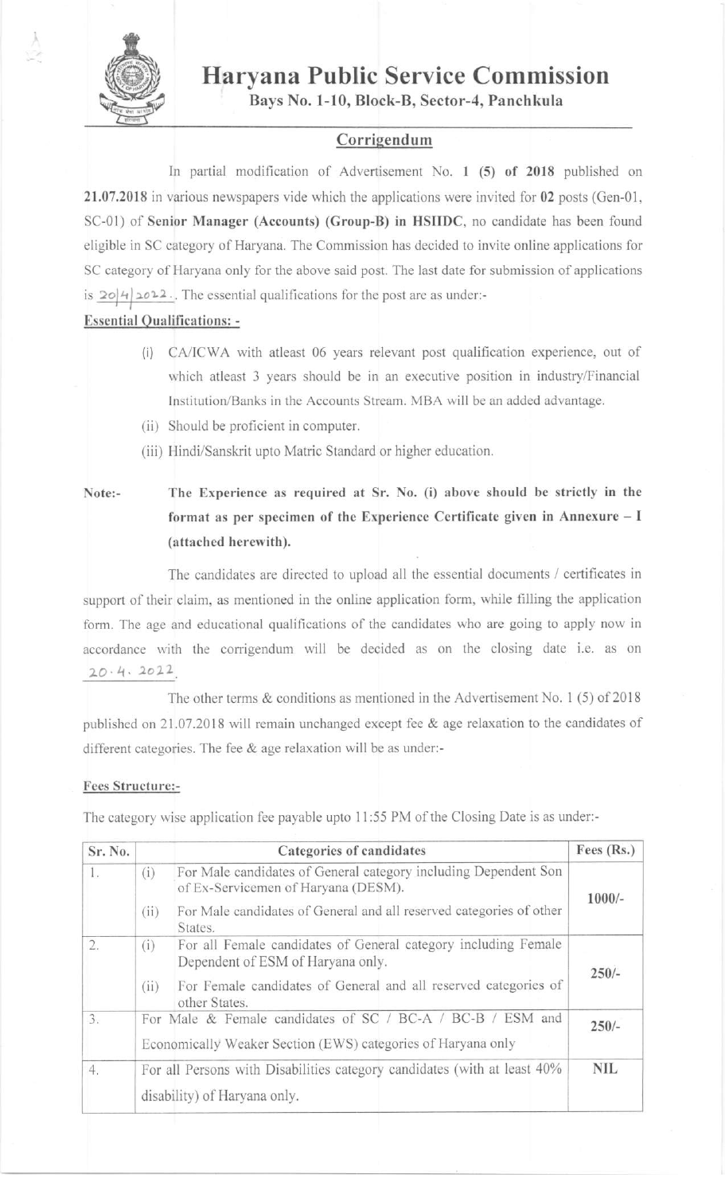# Haryana Public Service Commission

**Bays No. 1-10, Block-B, Sector-4, Panchkula**

## Corrigendum

In partial modification of Advertisement No. **1 (5) of 2018** published on **21.07.2018** in various newspapers vide which the applications were invited for **02** posts (Gen-01, SC-01) of **Senior Manager (Accounts) (Group-B) in HSIIDC**, no candidate has been found eligible in SC category of Haryana. The Commission has decided to invite online applications for SC category of Haryana only for the above said post. The last date for submission of applications is 20/4/2022. The essential qualifications for the post are as under:-

**Essential Qualifications: -**

(i) CA/ICWA with atleast 06 years relevant post qualification experience, out of which atleast 3 years should be in an executive position in industry/Financial Institution/Banks in the Accounts Stream. MBA will be an added advantage.

(ii) Should be proficient in computer.

(iii) Hindi/Sanskrit upto Matric Standard or higher education.

Note:- **The Experience as required at Sr. No. (i) above should be strictly in the format as per specimen of the Experience Certificate given in Annexure – I (attached herewith).**

The candidates are directed to upload all the essential documents / certificates in support of their claim, as mentioned in the online application form, while filling the application form. The age and educational qualifications of the candidates who are going to apply now in accordance with the corrigendum will be decided as on the closing date i.e. as on 20.4.2022.

The other terms & conditions as mentioned in the Advertisement No. 1 (5) of 2018 published on 21.07.2018 will remain unchanged except fee & age relaxation to the candidates of different categories. The fee & age relaxation will be as under:-

**Fees Structure:-**

The category wise application fee payable upto 11:55 PM of the Closing Date is as under:-

| Sr. No. | Categories of candidates | Fees (Rs.) |
|---|---|---|
| 1. | (i) For Male candidates of General category including Dependent Son of Ex-Servicemen of Haryana (DESM).<br>(ii) For Male candidates of General and all reserved categories of other States. | 1000/- |
| 2. | (i) For all Female candidates of General category including Female Dependent of ESM of Haryana only.<br>(ii) For Female candidates of General and all reserved categories of other States. | 250/- |
| 3. | For Male & Female candidates of SC / BC-A / BC-B / ESM and Economically Weaker Section (EWS) categories of Haryana only | 250/- |
| 4. | For all Persons with Disabilities category candidates (with at least 40% disability) of Haryana only. | NIL |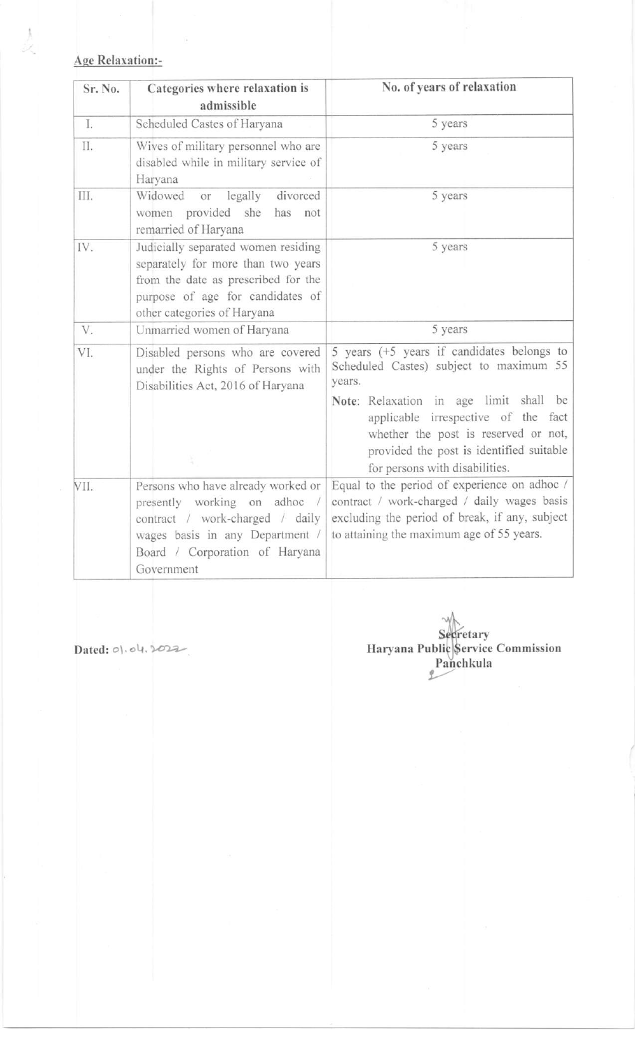## Age Relaxation:-

| Sr. No. | Categories where relaxation is admissible | No. of years of relaxation |
|---|---|---|
| I. | Scheduled Castes of Haryana | 5 years |
| II. | Wives of military personnel who are disabled while in military service of Haryana | 5 years |
| III. | Widowed or legally divorced women provided she has not remarried of Haryana | 5 years |
| IV. | Judicially separated women residing separately for more than two years from the date as prescribed for the purpose of age for candidates of other categories of Haryana | 5 years |
| V. | Unmarried women of Haryana | 5 years |
| VI. | Disabled persons who are covered under the Rights of Persons with Disabilities Act, 2016 of Haryana | 5 years (+5 years if candidates belongs to Scheduled Castes) subject to maximum 55 years.<br>**Note**: Relaxation in age limit shall be applicable irrespective of the fact whether the post is reserved or not, provided the post is identified suitable for persons with disabilities. |
| VII. | Persons who have already worked or presently working on adhoc / contract / work-charged / daily wages basis in any Department / Board / Corporation of Haryana Government | Equal to the period of experience on adhoc / contract / work-charged / daily wages basis excluding the period of break, if any, subject to attaining the maximum age of 55 years. |

**Dated:** 01.04.2022

**Secretary**
**Haryana Public Service Commission**
**Panchkula**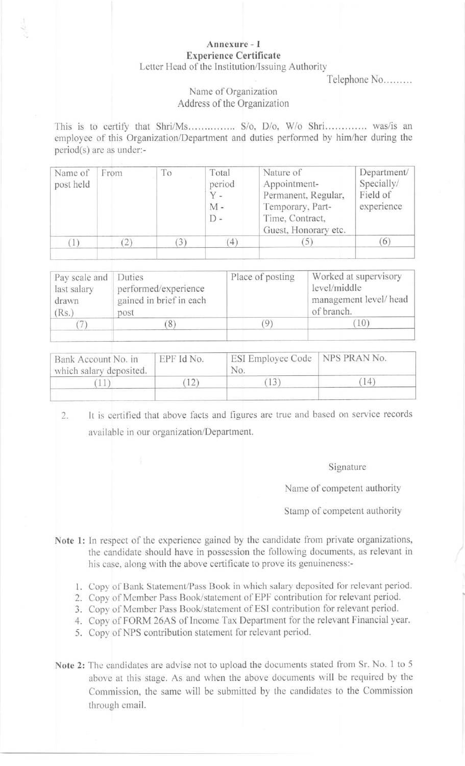**Annexure - I**

**Experience Certificate**

Letter Head of the Institution/Issuing Authority

Telephone No.........

Name of Organization

Address of the Organization

This is to certify that Shri/Ms.............. S/o, D/o, W/o Shri............ was/is an employee of this Organization/Department and duties performed by him/her during the period(s) are as under:-

| Name of post held | From | To | Total period Y - M - D - | Nature of Appointment- Permanent, Regular, Temporary, Part-Time, Contract, Guest, Honorary etc. | Department/ Specially/ Field of experience |
|---|---|---|---|---|---|
| (1) | (2) | (3) | (4) | (5) | (6) |
| | | | | | |

| Pay scale and last salary drawn (Rs.) | Duties performed/experience gained in brief in each post | Place of posting | Worked at supervisory level/middle management level/ head of branch. |
|---|---|---|---|
| (7) | (8) | (9) | (10) |
| | | | |

| Bank Account No. in which salary deposited. | EPF Id No. | ESI Employee Code No. | NPS PRAN No. |
|---|---|---|---|
| (11) | (12) | (13) | (14) |
| | | | |

2. It is certified that above facts and figures are true and based on service records available in our organization/Department.

Signature

Name of competent authority

Stamp of competent authority

**Note 1:** In respect of the experience gained by the candidate from private organizations, the candidate should have in possession the following documents, as relevant in his case, along with the above certificate to prove its genuineness:-

1. Copy of Bank Statement/Pass Book in which salary deposited for relevant period.
2. Copy of Member Pass Book/statement of EPF contribution for relevant period.
3. Copy of Member Pass Book/statement of ESI contribution for relevant period.
4. Copy of FORM 26AS of Income Tax Department for the relevant Financial year.
5. Copy of NPS contribution statement for relevant period.

**Note 2:** The candidates are advise not to upload the documents stated from Sr. No. 1 to 5 above at this stage. As and when the above documents will be required by the Commission, the same will be submitted by the candidates to the Commission through email.